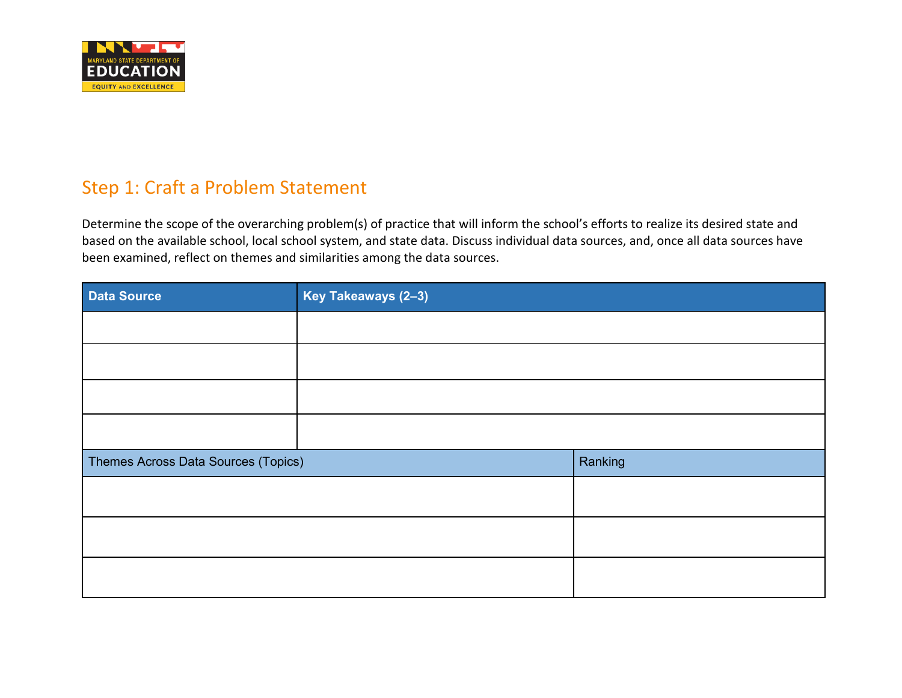## Step 1: Craft a Problem Statement

Determine the scope of the overarching problem(s) of practice that will inform the school's efforts to realize its desired state and based on the available school, local school system, and state data. Discuss individual data sources, and, once all data sources have been examined, reflect on themes and similarities among the data sources.

| Data Source | Key Takeaways (2–3) |
|---|---|
| | |
| | |
| | |
| | |

| Themes Across Data Sources (Topics) | Ranking |
|---|---|
| | |
| | |
| | |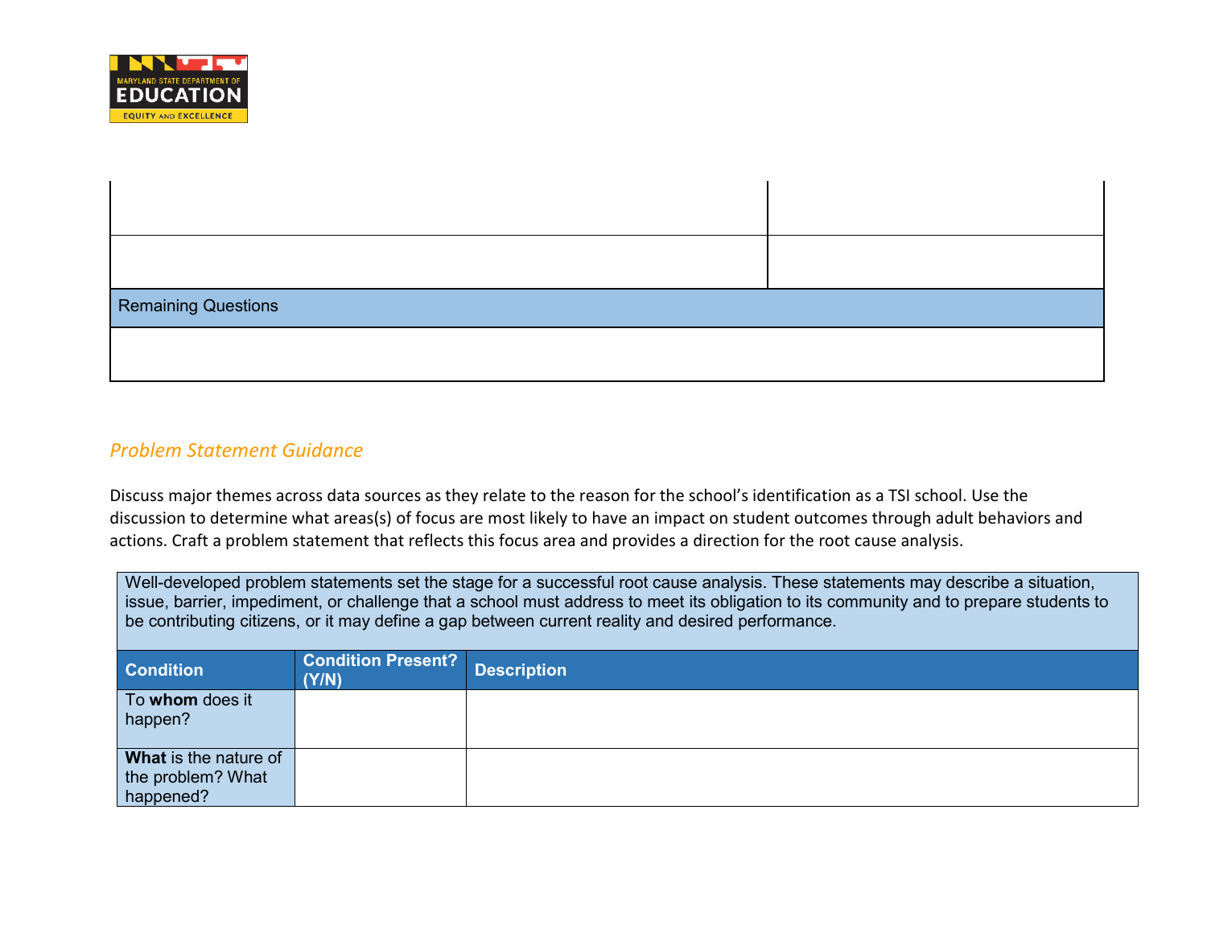| | |
|---|---|
| | |
| | |

| Remaining Questions |
|---|
| |

*Problem Statement Guidance*

Discuss major themes across data sources as they relate to the reason for the school's identification as a TSI school. Use the discussion to determine what areas(s) of focus are most likely to have an impact on student outcomes through adult behaviors and actions. Craft a problem statement that reflects this focus area and provides a direction for the root cause analysis.

Well-developed problem statements set the stage for a successful root cause analysis. These statements may describe a situation, issue, barrier, impediment, or challenge that a school must address to meet its obligation to its community and to prepare students to be contributing citizens, or it may define a gap between current reality and desired performance.

| Condition | Condition Present? (Y/N) | Description |
|---|---|---|
| To **whom** does it happen? | | |
| **What** is the nature of the problem? What happened? | | |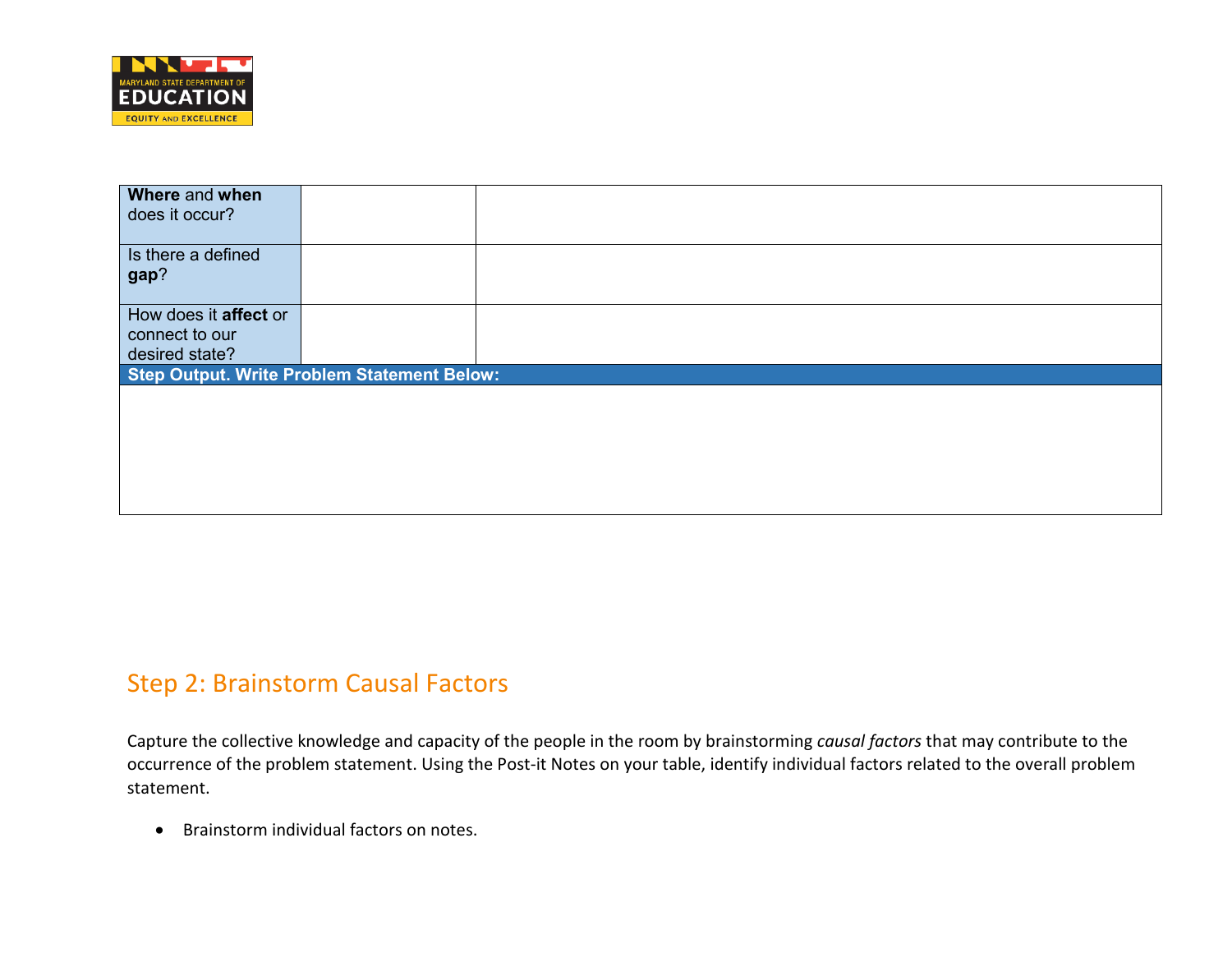| | | |
|---|---|---|
| **Where** and **when** does it occur? | | |
| Is there a defined **gap**? | | |
| How does it **affect** or connect to our desired state? | | |
| **Step Output. Write Problem Statement Below:** | | |
| | | |

## Step 2: Brainstorm Causal Factors

Capture the collective knowledge and capacity of the people in the room by brainstorming *causal factors* that may contribute to the occurrence of the problem statement. Using the Post-it Notes on your table, identify individual factors related to the overall problem statement.

- Brainstorm individual factors on notes.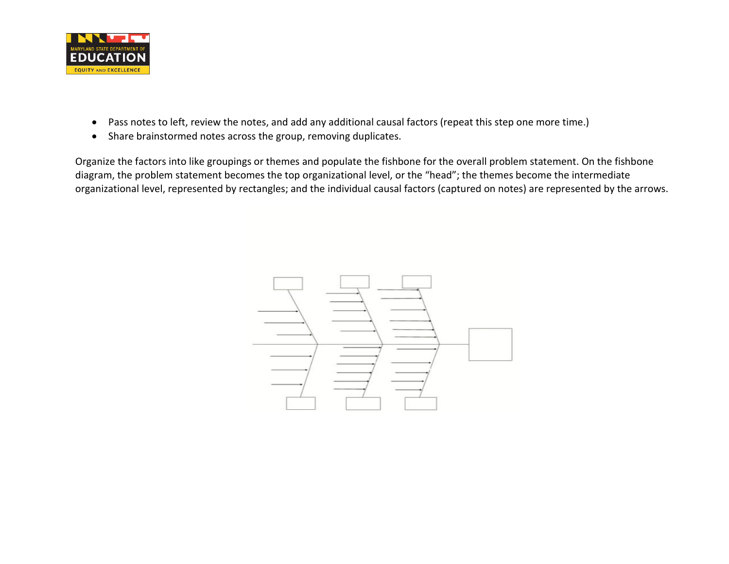- Pass notes to left, review the notes, and add any additional causal factors (repeat this step one more time.)
- Share brainstormed notes across the group, removing duplicates.

Organize the factors into like groupings or themes and populate the fishbone for the overall problem statement. On the fishbone diagram, the problem statement becomes the top organizational level, or the “head”; the themes become the intermediate organizational level, represented by rectangles; and the individual causal factors (captured on notes) are represented by the arrows.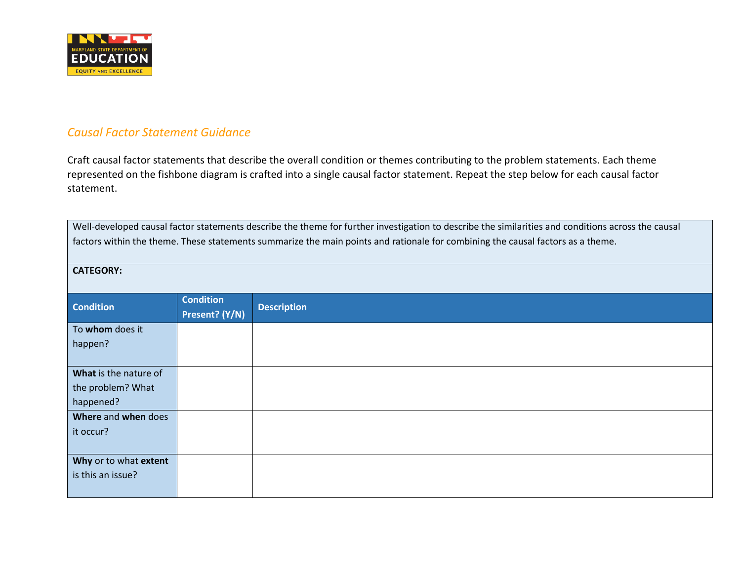*Causal Factor Statement Guidance*

Craft causal factor statements that describe the overall condition or themes contributing to the problem statements. Each theme represented on the fishbone diagram is crafted into a single causal factor statement. Repeat the step below for each causal factor statement.

| Well-developed causal factor statements describe the theme for further investigation to describe the similarities and conditions across the causal factors within the theme. These statements summarize the main points and rationale for combining the causal factors as a theme. | | |
|---|---|---|
| **CATEGORY:** | | |
| **Condition** | **Condition Present? (Y/N)** | **Description** |
| To **whom** does it happen? | | |
| **What** is the nature of the problem? What happened? | | |
| **Where** and **when** does it occur? | | |
| **Why** or to what **extent** is this an issue? | | |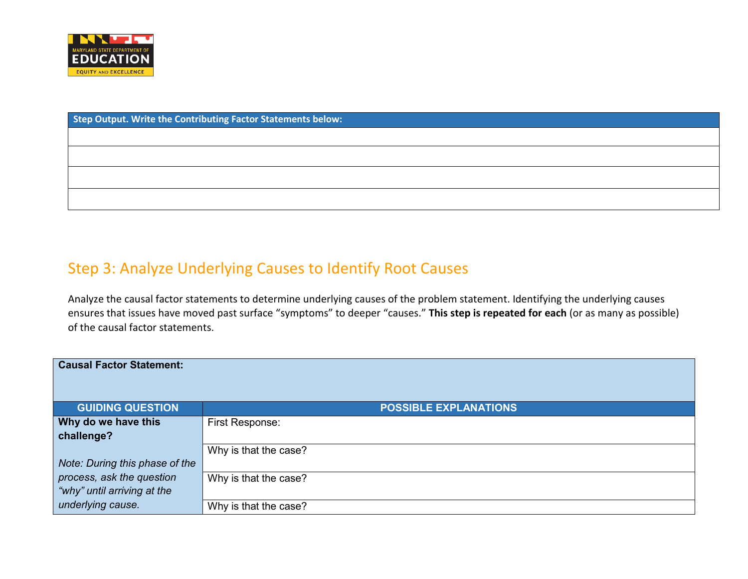| Step Output. Write the Contributing Factor Statements below: |
| --- |
| |
| |
| |
| |

## Step 3: Analyze Underlying Causes to Identify Root Causes

Analyze the causal factor statements to determine underlying causes of the problem statement. Identifying the underlying causes ensures that issues have moved past surface "symptoms" to deeper "causes." **This step is repeated for each** (or as many as possible) of the causal factor statements.

| **Causal Factor Statement:** | |
| --- | --- |
| **GUIDING QUESTION** | **POSSIBLE EXPLANATIONS** |
| **Why do we have this challenge?** *Note: During this phase of the process, ask the question "why" until arriving at the underlying cause.* | First Response: |
| | Why is that the case? |
| | Why is that the case? |
| | Why is that the case? |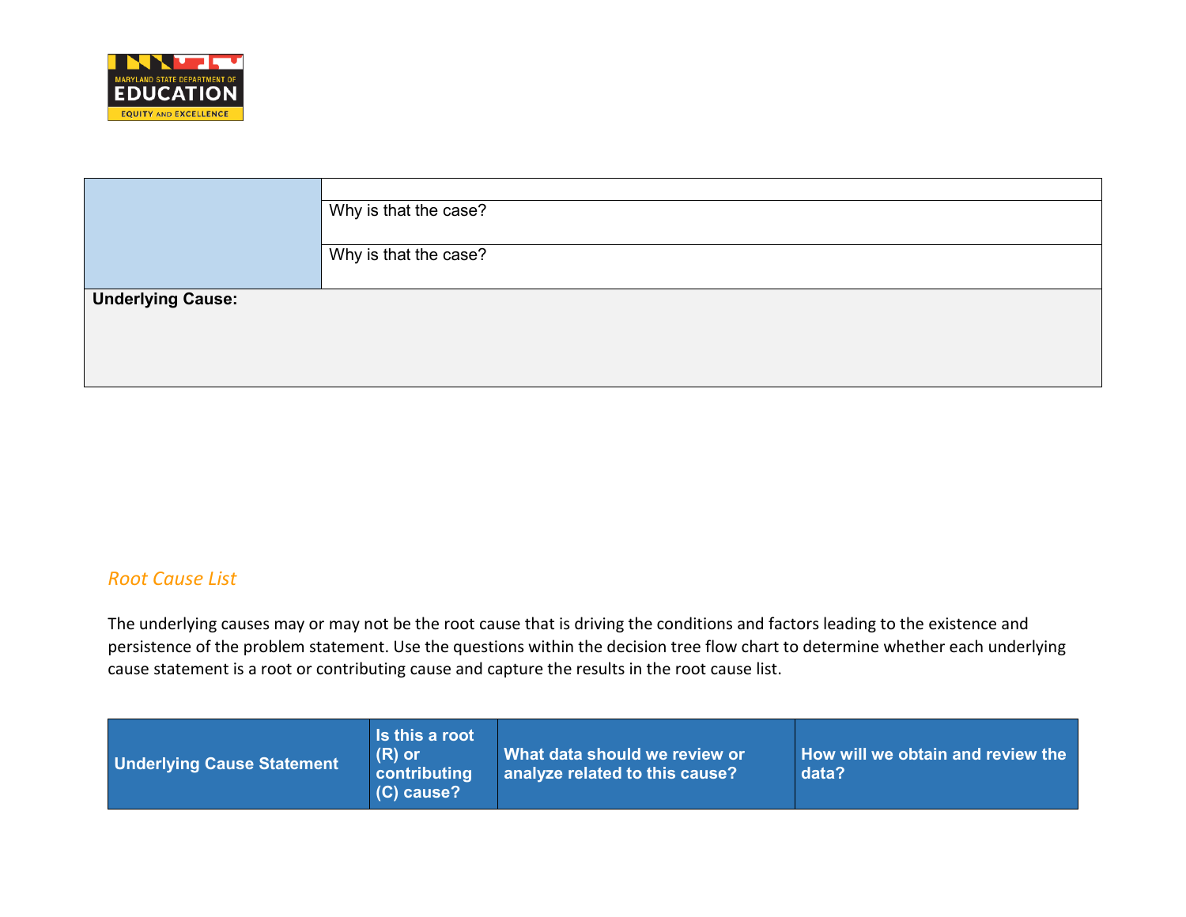| | |
|---|---|
| | |
| | Why is that the case? |
| | Why is that the case? |
| **Underlying Cause:** | |

### *Root Cause List*

The underlying causes may or may not be the root cause that is driving the conditions and factors leading to the existence and persistence of the problem statement. Use the questions within the decision tree flow chart to determine whether each underlying cause statement is a root or contributing cause and capture the results in the root cause list.

| Underlying Cause Statement | Is this a root (R) or contributing (C) cause? | What data should we review or analyze related to this cause? | How will we obtain and review the data? |
|---|---|---|---|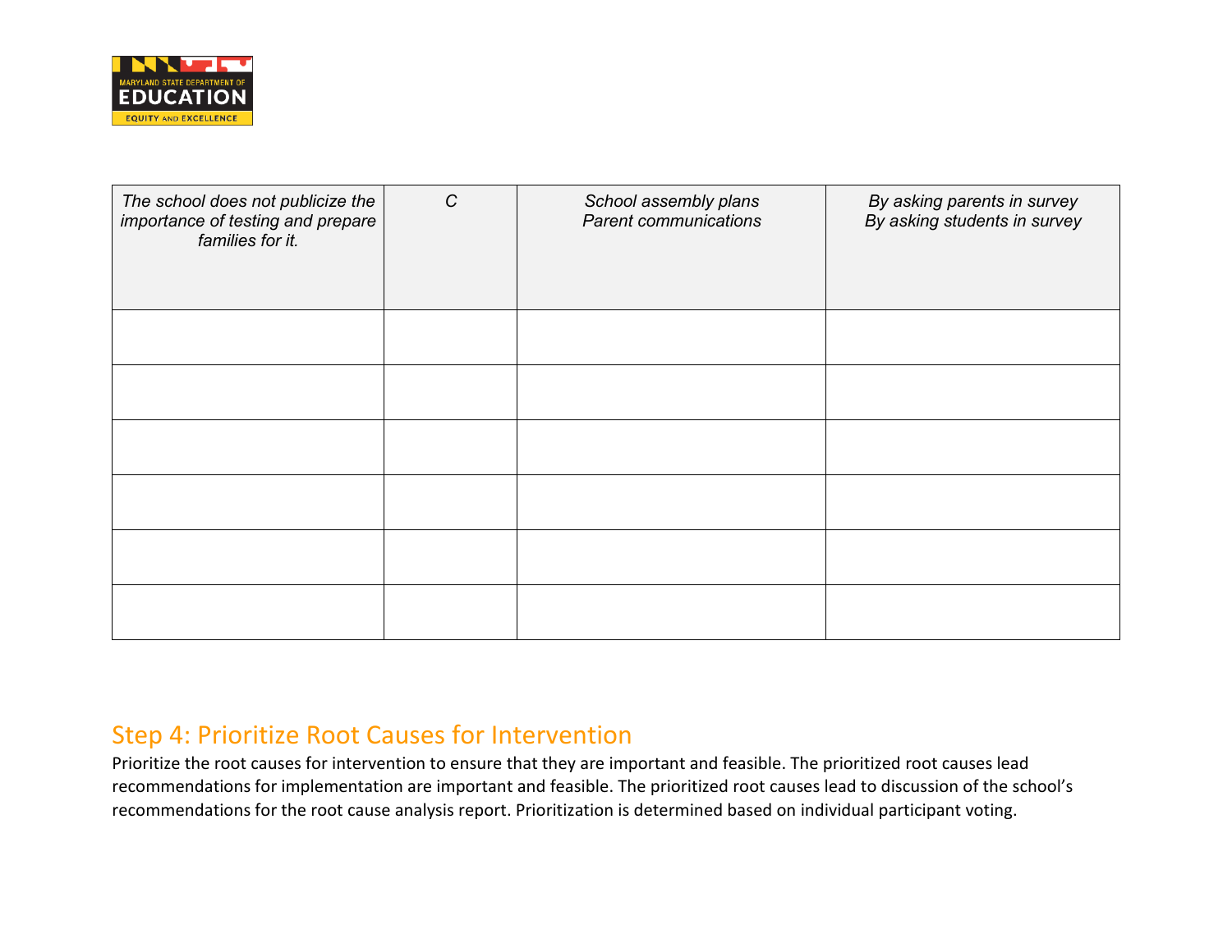| *The school does not publicize the importance of testing and prepare families for it.* | *C* | *School assembly plans*<br>*Parent communications* | *By asking parents in survey*<br>*By asking students in survey* |
|---|---|---|---|
| | | | |
| | | | |
| | | | |
| | | | |
| | | | |
| | | | |

## Step 4: Prioritize Root Causes for Intervention

Prioritize the root causes for intervention to ensure that they are important and feasible. The prioritized root causes lead recommendations for implementation are important and feasible. The prioritized root causes lead to discussion of the school's recommendations for the root cause analysis report. Prioritization is determined based on individual participant voting.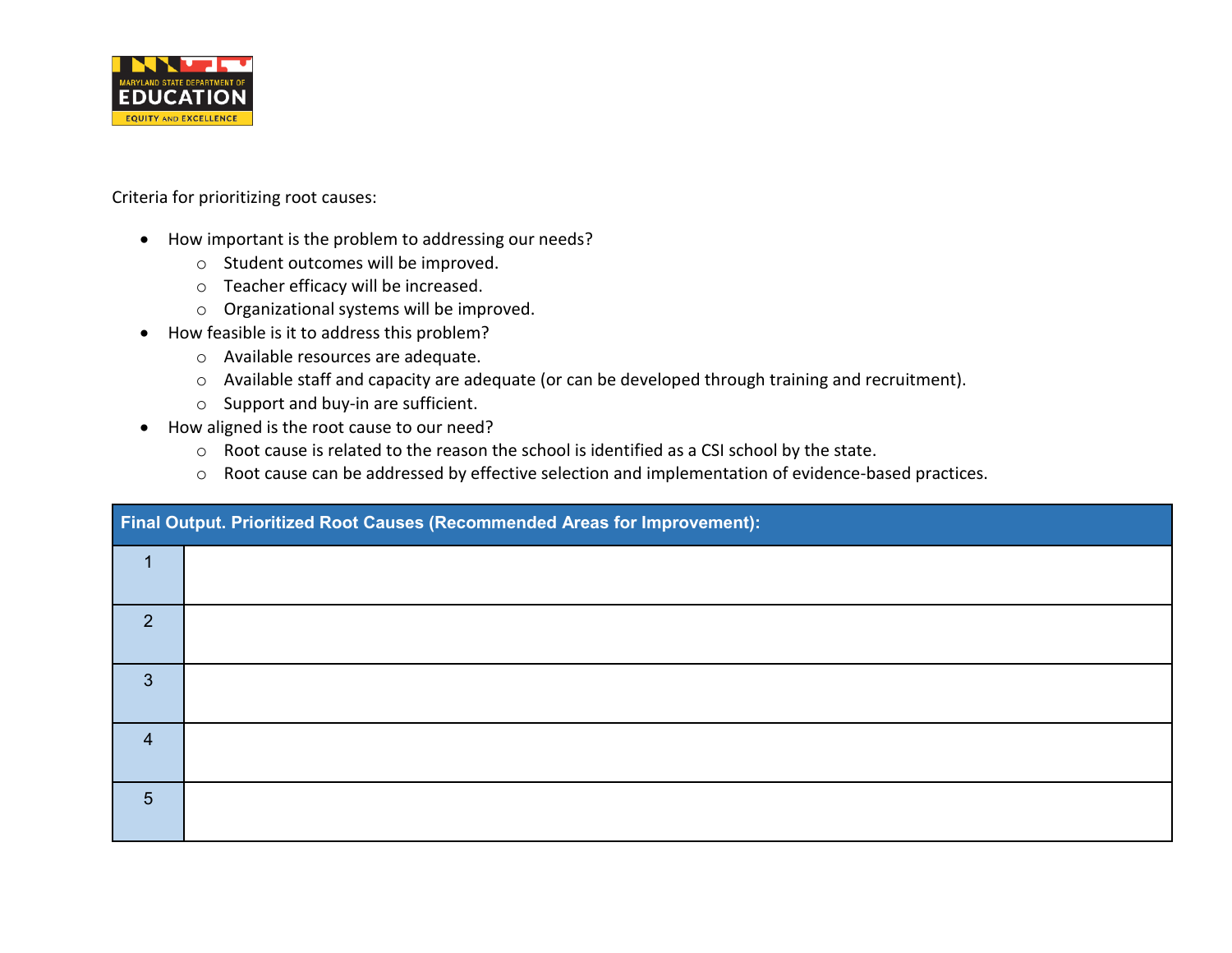Criteria for prioritizing root causes:

- How important is the problem to addressing our needs?
  - Student outcomes will be improved.
  - Teacher efficacy will be increased.
  - Organizational systems will be improved.
- How feasible is it to address this problem?
  - Available resources are adequate.
  - Available staff and capacity are adequate (or can be developed through training and recruitment).
  - Support and buy-in are sufficient.
- How aligned is the root cause to our need?
  - Root cause is related to the reason the school is identified as a CSI school by the state.
  - Root cause can be addressed by effective selection and implementation of evidence-based practices.

| **Final Output. Prioritized Root Causes (Recommended Areas for Improvement):** | |
|---|---|
| 1 | |
| 2 | |
| 3 | |
| 4 | |
| 5 | |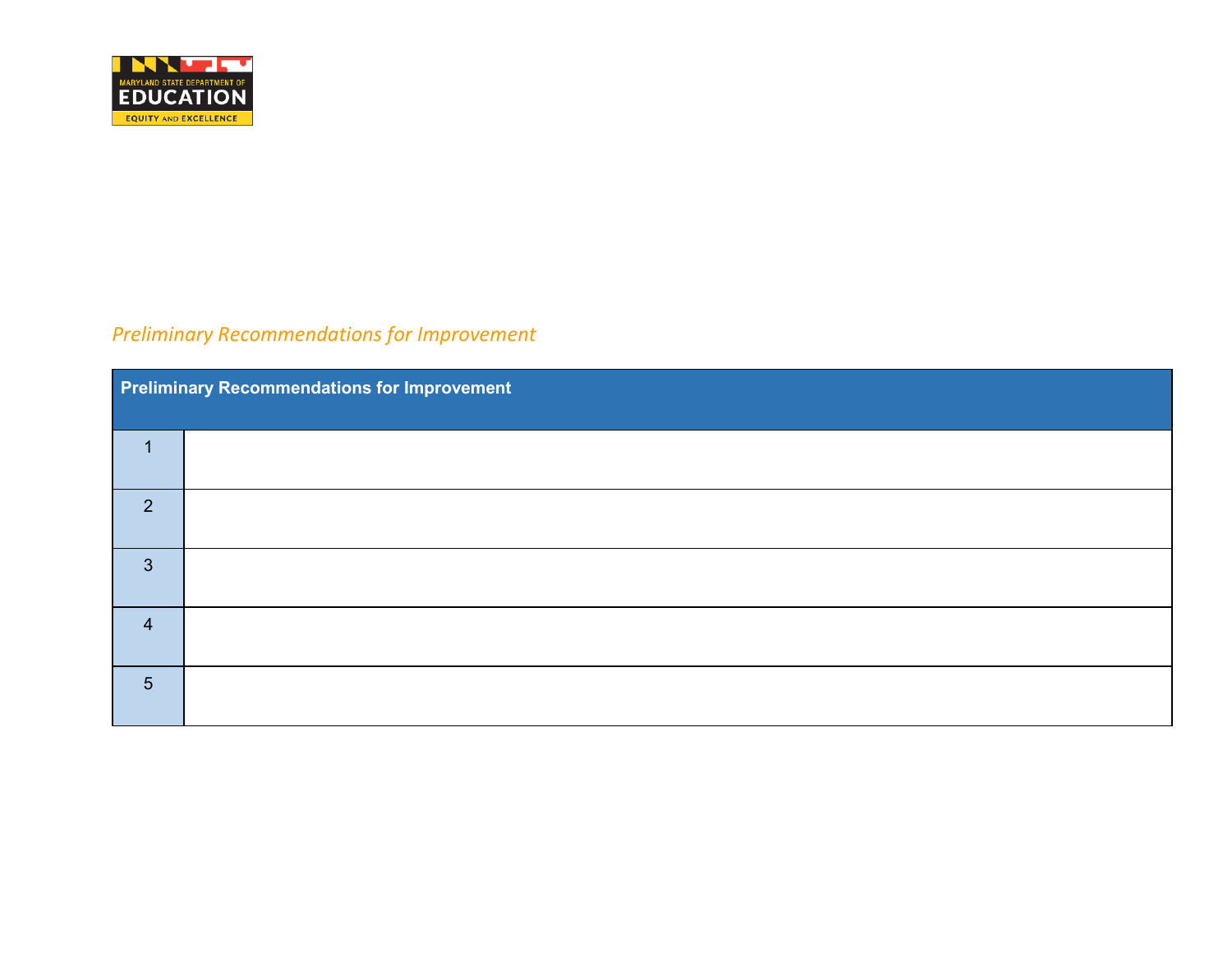*Preliminary Recommendations for Improvement*

| Preliminary Recommendations for Improvement | |
|---|---|
| 1 | |
| 2 | |
| 3 | |
| 4 | |
| 5 | |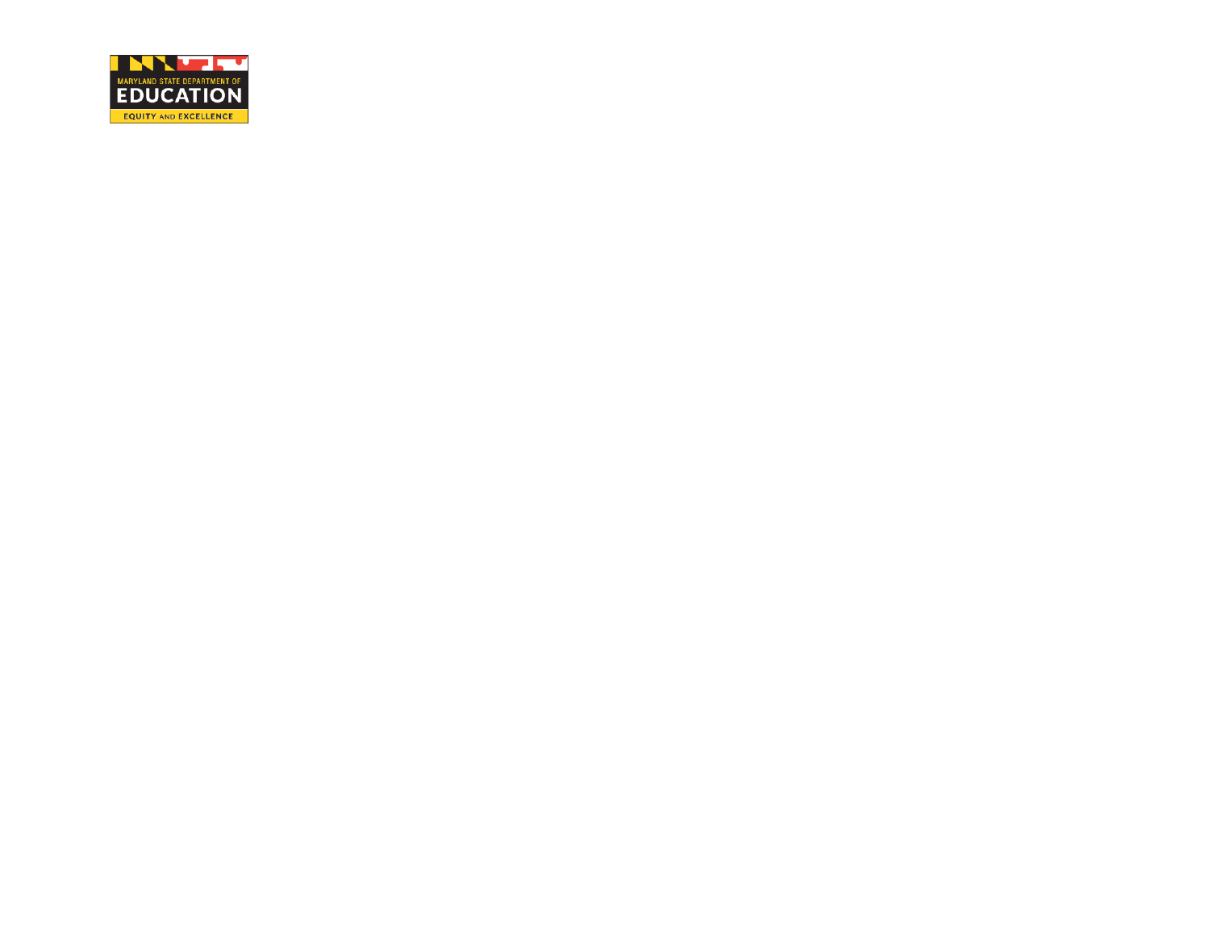MARYLAND STATE DEPARTMENT OF

EDUCATION

EQUITY AND EXCELLENCE